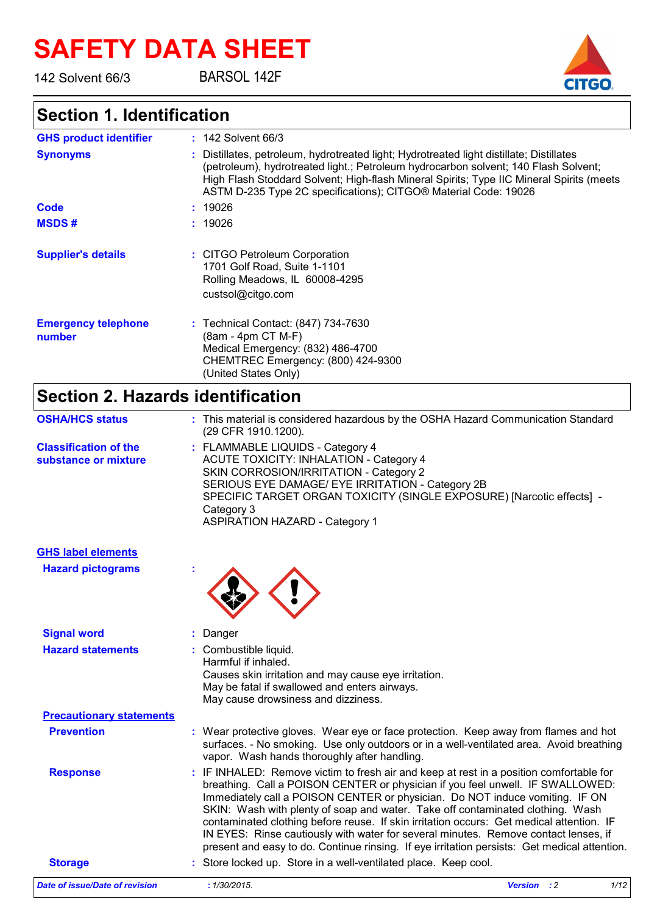# SAFETY DATA SHEET

142 Solvent 66/3 BARSOL 142F

## Section 1. Identification

**GHS product identifier** : 142 Solvent 66/3

**Synonyms** : Distillates, petroleum, hydrotreated light; Hydrotreated light distillate; Distillates (petroleum), hydrotreated light.; Petroleum hydrocarbon solvent; 140 Flash Solvent; High Flash Stoddard Solvent; High-flash Mineral Spirits; Type IIC Mineral Spirits (meets ASTM D-235 Type 2C specifications); CITGO® Material Code: 19026

**Code** : 19026

**MSDS #** : 19026

**Supplier's details** : CITGO Petroleum Corporation
1701 Golf Road, Suite 1-1101
Rolling Meadows, IL 60008-4295
custsol@citgo.com

**Emergency telephone number** : Technical Contact: (847) 734-7630
(8am - 4pm CT M-F)
Medical Emergency: (832) 486-4700
CHEMTREC Emergency: (800) 424-9300
(United States Only)

## Section 2. Hazards identification

**OSHA/HCS status** : This material is considered hazardous by the OSHA Hazard Communication Standard (29 CFR 1910.1200).

**Classification of the substance or mixture** : FLAMMABLE LIQUIDS - Category 4
ACUTE TOXICITY: INHALATION - Category 4
SKIN CORROSION/IRRITATION - Category 2
SERIOUS EYE DAMAGE/ EYE IRRITATION - Category 2B
SPECIFIC TARGET ORGAN TOXICITY (SINGLE EXPOSURE) [Narcotic effects] - Category 3
ASPIRATION HAZARD - Category 1

**GHS label elements**

**Hazard pictograms** :

**Signal word** : Danger

**Hazard statements** : Combustible liquid.
Harmful if inhaled.
Causes skin irritation and may cause eye irritation.
May be fatal if swallowed and enters airways.
May cause drowsiness and dizziness.

**Precautionary statements**

**Prevention** : Wear protective gloves. Wear eye or face protection. Keep away from flames and hot surfaces. - No smoking. Use only outdoors or in a well-ventilated area. Avoid breathing vapor. Wash hands thoroughly after handling.

**Response** : IF INHALED: Remove victim to fresh air and keep at rest in a position comfortable for breathing. Call a POISON CENTER or physician if you feel unwell. IF SWALLOWED: Immediately call a POISON CENTER or physician. Do NOT induce vomiting. IF ON SKIN: Wash with plenty of soap and water. Take off contaminated clothing. Wash contaminated clothing before reuse. If skin irritation occurs: Get medical attention. IF IN EYES: Rinse cautiously with water for several minutes. Remove contact lenses, if present and easy to do. Continue rinsing. If eye irritation persists: Get medical attention.

**Storage** : Store locked up. Store in a well-ventilated place. Keep cool.

*Date of issue/Date of revision* : *1/30/2015.* *Version* : *2*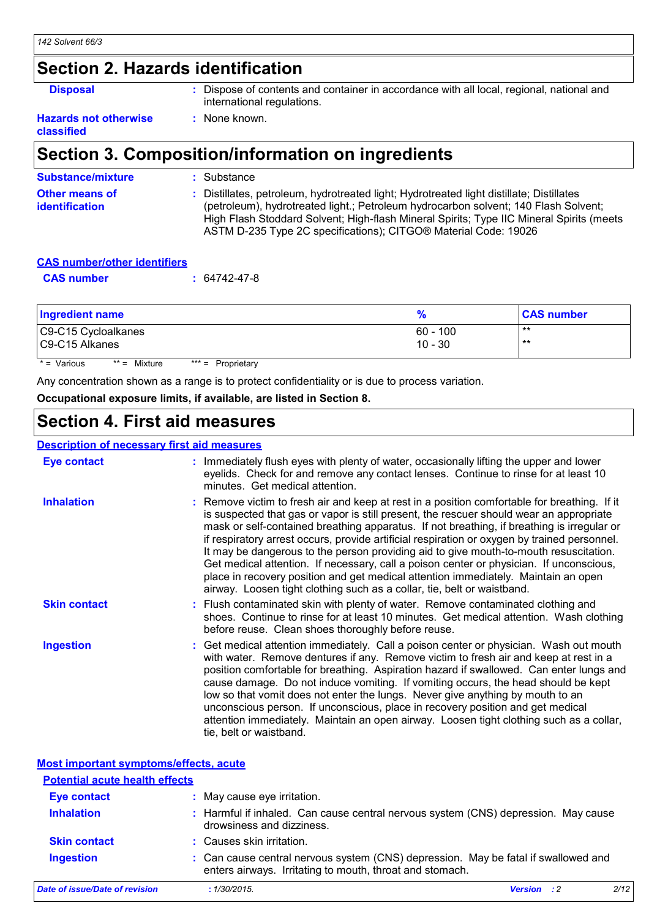## Section 2. Hazards identification

**Disposal** : Dispose of contents and container in accordance with all local, regional, national and international regulations.

**Hazards not otherwise classified** : None known.

## Section 3. Composition/information on ingredients

**Substance/mixture** : Substance

**Other means of identification** : Distillates, petroleum, hydrotreated light; Hydrotreated light distillate; Distillates (petroleum), hydrotreated light.; Petroleum hydrocarbon solvent; 140 Flash Solvent; High Flash Stoddard Solvent; High-flash Mineral Spirits; Type IIC Mineral Spirits (meets ASTM D-235 Type 2C specifications); CITGO® Material Code: 19026

**CAS number/other identifiers**

**CAS number** : 64742-47-8

| Ingredient name | % | CAS number |
|---|---|---|
| C9-C15 Cycloalkanes | 60 - 100 | ** |
| C9-C15 Alkanes | 10 - 30 | ** |

* = Various ** = Mixture *** = Proprietary

Any concentration shown as a range is to protect confidentiality or is due to process variation.

**Occupational exposure limits, if available, are listed in Section 8.**

## Section 4. First aid measures

**Description of necessary first aid measures**

**Eye contact** : Immediately flush eyes with plenty of water, occasionally lifting the upper and lower eyelids. Check for and remove any contact lenses. Continue to rinse for at least 10 minutes. Get medical attention.

**Inhalation** : Remove victim to fresh air and keep at rest in a position comfortable for breathing. If it is suspected that gas or vapor is still present, the rescuer should wear an appropriate mask or self-contained breathing apparatus. If not breathing, if breathing is irregular or if respiratory arrest occurs, provide artificial respiration or oxygen by trained personnel. It may be dangerous to the person providing aid to give mouth-to-mouth resuscitation. Get medical attention. If necessary, call a poison center or physician. If unconscious, place in recovery position and get medical attention immediately. Maintain an open airway. Loosen tight clothing such as a collar, tie, belt or waistband.

**Skin contact** : Flush contaminated skin with plenty of water. Remove contaminated clothing and shoes. Continue to rinse for at least 10 minutes. Get medical attention. Wash clothing before reuse. Clean shoes thoroughly before reuse.

**Ingestion** : Get medical attention immediately. Call a poison center or physician. Wash out mouth with water. Remove dentures if any. Remove victim to fresh air and keep at rest in a position comfortable for breathing. Aspiration hazard if swallowed. Can enter lungs and cause damage. Do not induce vomiting. If vomiting occurs, the head should be kept low so that vomit does not enter the lungs. Never give anything by mouth to an unconscious person. If unconscious, place in recovery position and get medical attention immediately. Maintain an open airway. Loosen tight clothing such as a collar, tie, belt or waistband.

**Most important symptoms/effects, acute**

**Potential acute health effects**

**Eye contact** : May cause eye irritation.

**Inhalation** : Harmful if inhaled. Can cause central nervous system (CNS) depression. May cause drowsiness and dizziness.

**Skin contact** : Causes skin irritation.

**Ingestion** : Can cause central nervous system (CNS) depression. May be fatal if swallowed and enters airways. Irritating to mouth, throat and stomach.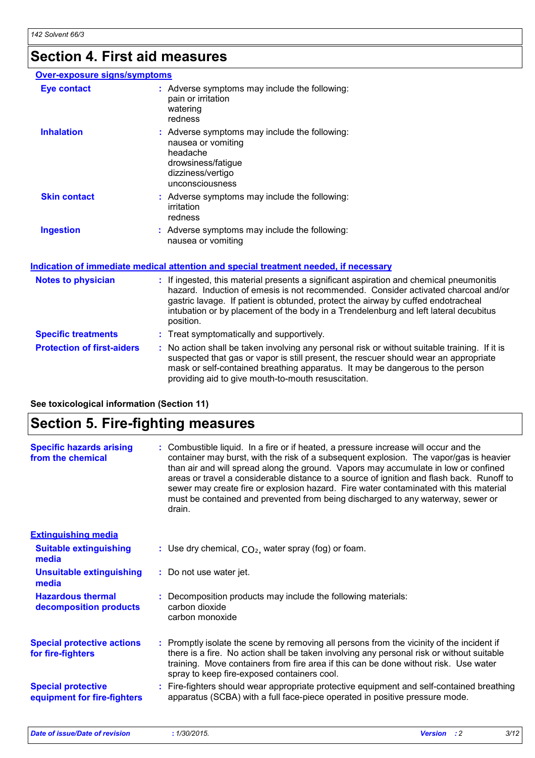## Section 4. First aid measures

### Over-exposure signs/symptoms

**Eye contact** : Adverse symptoms may include the following:
pain or irritation
watering
redness

**Inhalation** : Adverse symptoms may include the following:
nausea or vomiting
headache
drowsiness/fatigue
dizziness/vertigo
unconsciousness

**Skin contact** : Adverse symptoms may include the following:
irritation
redness

**Ingestion** : Adverse symptoms may include the following:
nausea or vomiting

### Indication of immediate medical attention and special treatment needed, if necessary

**Notes to physician** : If ingested, this material presents a significant aspiration and chemical pneumonitis hazard. Induction of emesis is not recommended. Consider activated charcoal and/or gastric lavage. If patient is obtunded, protect the airway by cuffed endotracheal intubation or by placement of the body in a Trendelenburg and left lateral decubitus position.

**Specific treatments** : Treat symptomatically and supportively.

**Protection of first-aiders** : No action shall be taken involving any personal risk or without suitable training. If it is suspected that gas or vapor is still present, the rescuer should wear an appropriate mask or self-contained breathing apparatus. It may be dangerous to the person providing aid to give mouth-to-mouth resuscitation.

**See toxicological information (Section 11)**

## Section 5. Fire-fighting measures

**Specific hazards arising from the chemical** : Combustible liquid. In a fire or if heated, a pressure increase will occur and the container may burst, with the risk of a subsequent explosion. The vapor/gas is heavier than air and will spread along the ground. Vapors may accumulate in low or confined areas or travel a considerable distance to a source of ignition and flash back. Runoff to sewer may create fire or explosion hazard. Fire water contaminated with this material must be contained and prevented from being discharged to any waterway, sewer or drain.

### Extinguishing media

**Suitable extinguishing media** : Use dry chemical, $CO_2$, water spray (fog) or foam.

**Unsuitable extinguishing media** : Do not use water jet.

**Hazardous thermal decomposition products** : Decomposition products may include the following materials:
carbon dioxide
carbon monoxide

**Special protective actions for fire-fighters** : Promptly isolate the scene by removing all persons from the vicinity of the incident if there is a fire. No action shall be taken involving any personal risk or without suitable training. Move containers from fire area if this can be done without risk. Use water spray to keep fire-exposed containers cool.

**Special protective equipment for fire-fighters** : Fire-fighters should wear appropriate protective equipment and self-contained breathing apparatus (SCBA) with a full face-piece operated in positive pressure mode.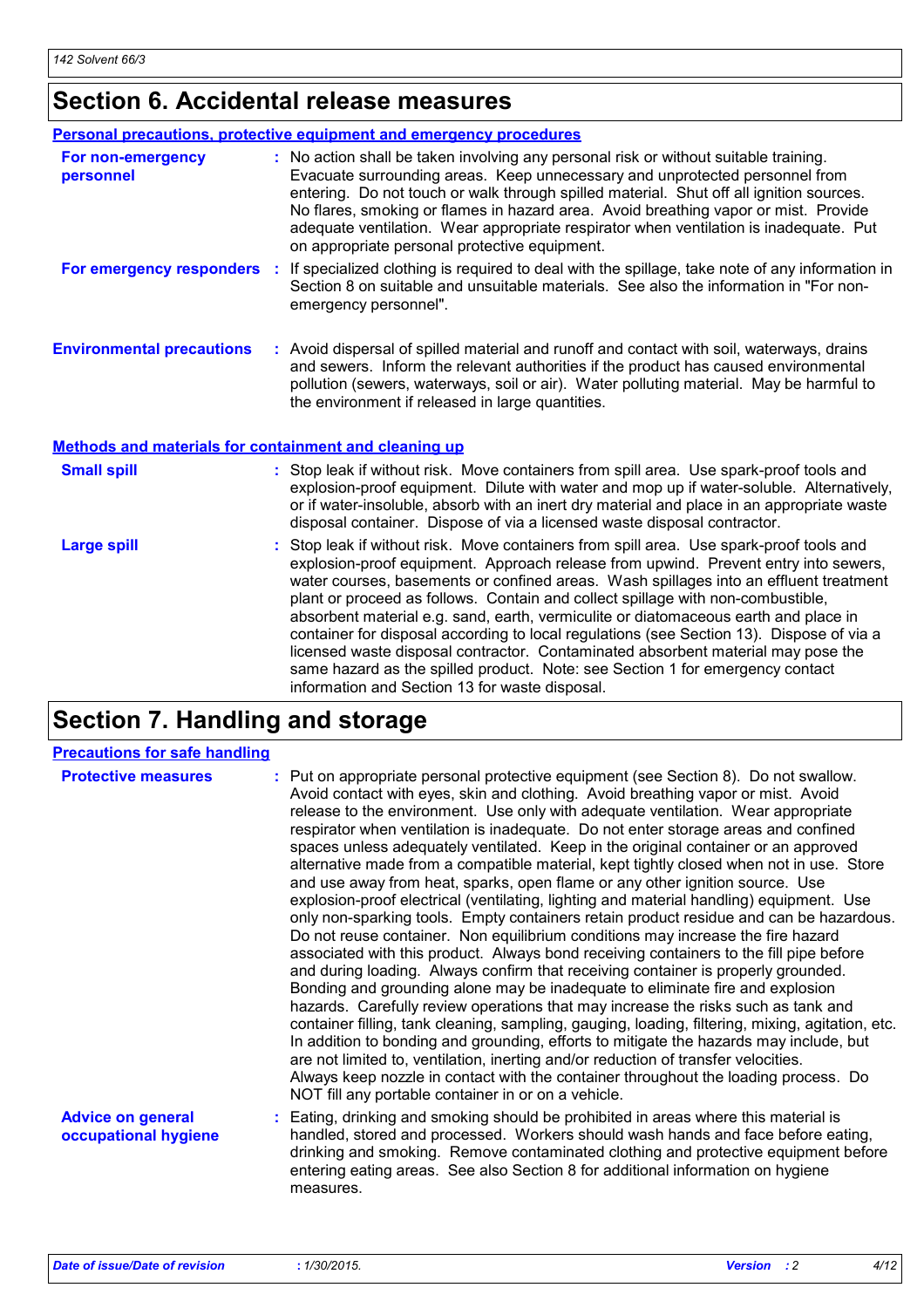# Section 6. Accidental release measures

## Personal precautions, protective equipment and emergency procedures

**For non-emergency personnel** : No action shall be taken involving any personal risk or without suitable training. Evacuate surrounding areas. Keep unnecessary and unprotected personnel from entering. Do not touch or walk through spilled material. Shut off all ignition sources. No flares, smoking or flames in hazard area. Avoid breathing vapor or mist. Provide adequate ventilation. Wear appropriate respirator when ventilation is inadequate. Put on appropriate personal protective equipment.

**For emergency responders** : If specialized clothing is required to deal with the spillage, take note of any information in Section 8 on suitable and unsuitable materials. See also the information in "For non-emergency personnel".

**Environmental precautions** : Avoid dispersal of spilled material and runoff and contact with soil, waterways, drains and sewers. Inform the relevant authorities if the product has caused environmental pollution (sewers, waterways, soil or air). Water polluting material. May be harmful to the environment if released in large quantities.

## Methods and materials for containment and cleaning up

**Small spill** : Stop leak if without risk. Move containers from spill area. Use spark-proof tools and explosion-proof equipment. Dilute with water and mop up if water-soluble. Alternatively, or if water-insoluble, absorb with an inert dry material and place in an appropriate waste disposal container. Dispose of via a licensed waste disposal contractor.

**Large spill** : Stop leak if without risk. Move containers from spill area. Use spark-proof tools and explosion-proof equipment. Approach release from upwind. Prevent entry into sewers, water courses, basements or confined areas. Wash spillages into an effluent treatment plant or proceed as follows. Contain and collect spillage with non-combustible, absorbent material e.g. sand, earth, vermiculite or diatomaceous earth and place in container for disposal according to local regulations (see Section 13). Dispose of via a licensed waste disposal contractor. Contaminated absorbent material may pose the same hazard as the spilled product. Note: see Section 1 for emergency contact information and Section 13 for waste disposal.

# Section 7. Handling and storage

## Precautions for safe handling

**Protective measures** : Put on appropriate personal protective equipment (see Section 8). Do not swallow. Avoid contact with eyes, skin and clothing. Avoid breathing vapor or mist. Avoid release to the environment. Use only with adequate ventilation. Wear appropriate respirator when ventilation is inadequate. Do not enter storage areas and confined spaces unless adequately ventilated. Keep in the original container or an approved alternative made from a compatible material, kept tightly closed when not in use. Store and use away from heat, sparks, open flame or any other ignition source. Use explosion-proof electrical (ventilating, lighting and material handling) equipment. Use only non-sparking tools. Empty containers retain product residue and can be hazardous. Do not reuse container. Non equilibrium conditions may increase the fire hazard associated with this product. Always bond receiving containers to the fill pipe before and during loading. Always confirm that receiving container is properly grounded. Bonding and grounding alone may be inadequate to eliminate fire and explosion hazards. Carefully review operations that may increase the risks such as tank and container filling, tank cleaning, sampling, gauging, loading, filtering, mixing, agitation, etc. In addition to bonding and grounding, efforts to mitigate the hazards may include, but are not limited to, ventilation, inerting and/or reduction of transfer velocities. Always keep nozzle in contact with the container throughout the loading process. Do NOT fill any portable container in or on a vehicle.

**Advice on general occupational hygiene** : Eating, drinking and smoking should be prohibited in areas where this material is handled, stored and processed. Workers should wash hands and face before eating, drinking and smoking. Remove contaminated clothing and protective equipment before entering eating areas. See also Section 8 for additional information on hygiene measures.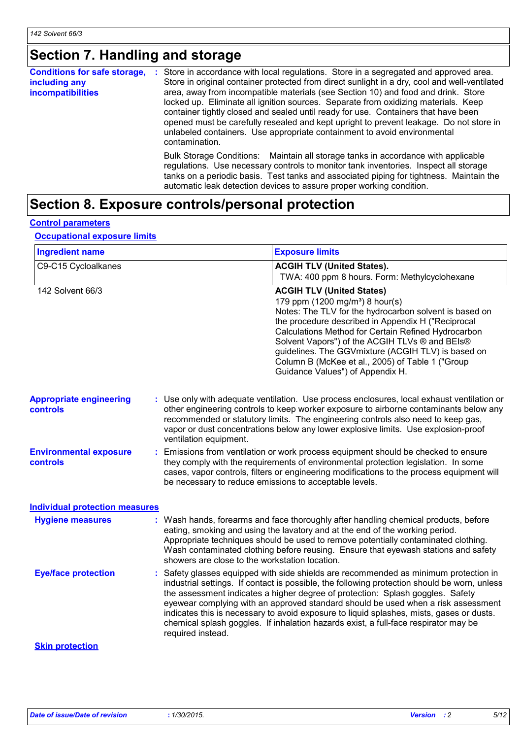## Section 7. Handling and storage

**Conditions for safe storage, including any incompatibilities** : Store in accordance with local regulations. Store in a segregated and approved area. Store in original container protected from direct sunlight in a dry, cool and well-ventilated area, away from incompatible materials (see Section 10) and food and drink. Store locked up. Eliminate all ignition sources. Separate from oxidizing materials. Keep container tightly closed and sealed until ready for use. Containers that have been opened must be carefully resealed and kept upright to prevent leakage. Do not store in unlabeled containers. Use appropriate containment to avoid environmental contamination.

Bulk Storage Conditions: Maintain all storage tanks in accordance with applicable regulations. Use necessary controls to monitor tank inventories. Inspect all storage tanks on a periodic basis. Test tanks and associated piping for tightness. Maintain the automatic leak detection devices to assure proper working condition.

## Section 8. Exposure controls/personal protection

### Control parameters

#### Occupational exposure limits

| Ingredient name | Exposure limits |
| --- | --- |
| C9-C15 Cycloalkanes | **ACGIH TLV (United States).**<br>TWA: 400 ppm 8 hours. Form: Methylcyclohexane |
| 142 Solvent 66/3 | **ACGIH TLV (United States)**<br>179 ppm (1200 mg/m³) 8 hour(s)<br>Notes: The TLV for the hydrocarbon solvent is based on the procedure described in Appendix H ("Reciprocal Calculations Method for Certain Refined Hydrocarbon Solvent Vapors") of the ACGIH TLVs ® and BEIs® guidelines. The GGVmixture (ACGIH TLV) is based on Column B (McKee et al., 2005) of Table 1 ("Group Guidance Values") of Appendix H. |

**Appropriate engineering controls** : Use only with adequate ventilation. Use process enclosures, local exhaust ventilation or other engineering controls to keep worker exposure to airborne contaminants below any recommended or statutory limits. The engineering controls also need to keep gas, vapor or dust concentrations below any lower explosive limits. Use explosion-proof ventilation equipment.

**Environmental exposure controls** : Emissions from ventilation or work process equipment should be checked to ensure they comply with the requirements of environmental protection legislation. In some cases, vapor controls, filters or engineering modifications to the process equipment will be necessary to reduce emissions to acceptable levels.

### Individual protection measures

**Hygiene measures** : Wash hands, forearms and face thoroughly after handling chemical products, before eating, smoking and using the lavatory and at the end of the working period. Appropriate techniques should be used to remove potentially contaminated clothing. Wash contaminated clothing before reusing. Ensure that eyewash stations and safety showers are close to the workstation location.

**Eye/face protection** : Safety glasses equipped with side shields are recommended as minimum protection in industrial settings. If contact is possible, the following protection should be worn, unless the assessment indicates a higher degree of protection: Splash goggles. Safety eyewear complying with an approved standard should be used when a risk assessment indicates this is necessary to avoid exposure to liquid splashes, mists, gases or dusts. chemical splash goggles. If inhalation hazards exist, a full-face respirator may be required instead.

#### Skin protection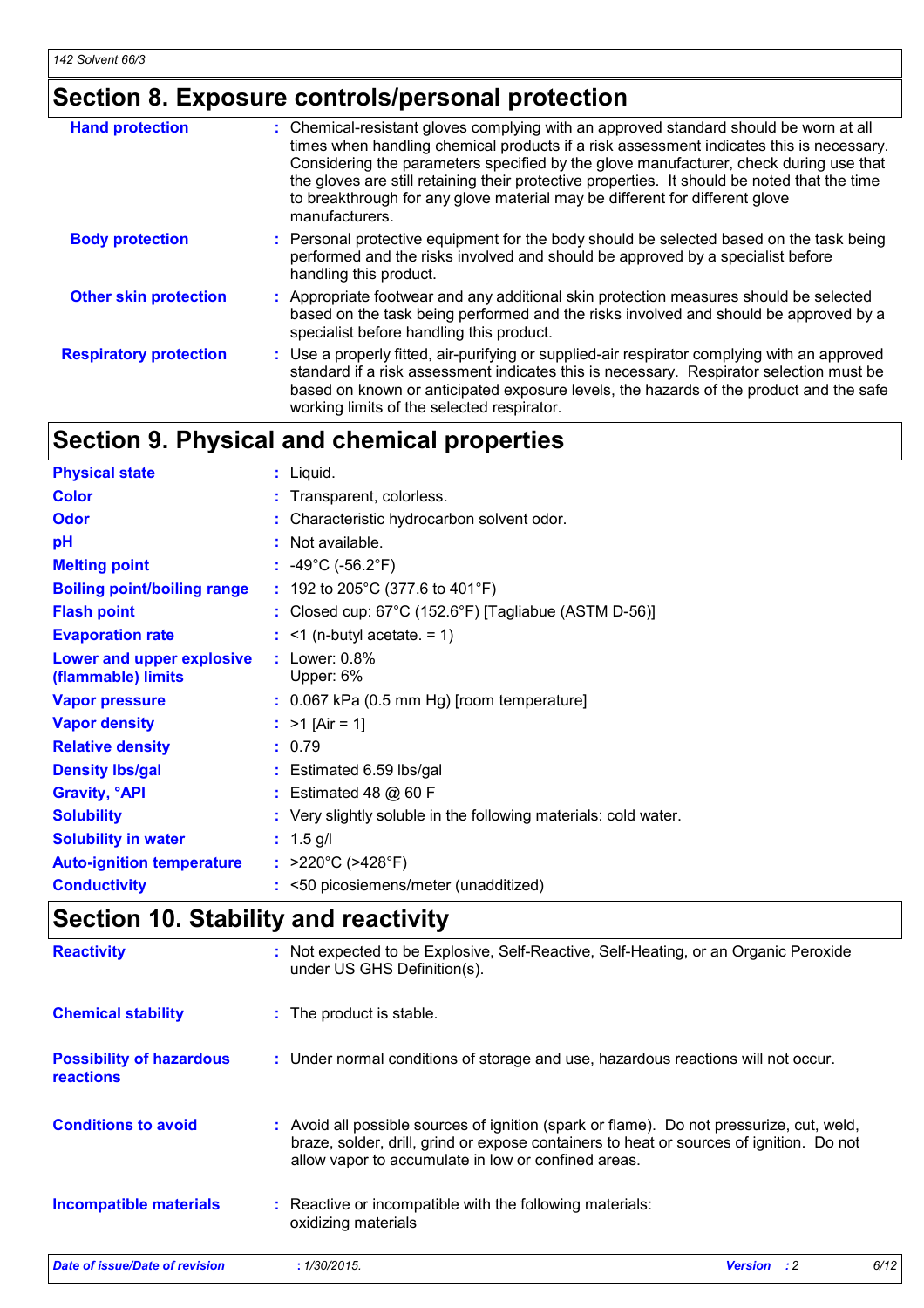## Section 8. Exposure controls/personal protection

| | |
|---|---|
| **Hand protection** | : Chemical-resistant gloves complying with an approved standard should be worn at all times when handling chemical products if a risk assessment indicates this is necessary. Considering the parameters specified by the glove manufacturer, check during use that the gloves are still retaining their protective properties. It should be noted that the time to breakthrough for any glove material may be different for different glove manufacturers. |
| **Body protection** | : Personal protective equipment for the body should be selected based on the task being performed and the risks involved and should be approved by a specialist before handling this product. |
| **Other skin protection** | : Appropriate footwear and any additional skin protection measures should be selected based on the task being performed and the risks involved and should be approved by a specialist before handling this product. |
| **Respiratory protection** | : Use a properly fitted, air-purifying or supplied-air respirator complying with an approved standard if a risk assessment indicates this is necessary. Respirator selection must be based on known or anticipated exposure levels, the hazards of the product and the safe working limits of the selected respirator. |

## Section 9. Physical and chemical properties

| | |
|---|---|
| **Physical state** | : Liquid. |
| **Color** | : Transparent, colorless. |
| **Odor** | : Characteristic hydrocarbon solvent odor. |
| **pH** | : Not available. |
| **Melting point** | : -49°C (-56.2°F) |
| **Boiling point/boiling range** | : 192 to 205°C (377.6 to 401°F) |
| **Flash point** | : Closed cup: 67°C (152.6°F) [Tagliabue (ASTM D-56)] |
| **Evaporation rate** | : <1 (n-butyl acetate. = 1) |
| **Lower and upper explosive (flammable) limits** | : Lower: 0.8%<br>Upper: 6% |
| **Vapor pressure** | : 0.067 kPa (0.5 mm Hg) [room temperature] |
| **Vapor density** | : >1 [Air = 1] |
| **Relative density** | : 0.79 |
| **Density lbs/gal** | : Estimated 6.59 lbs/gal |
| **Gravity, °API** | : Estimated 48 @ 60 F |
| **Solubility** | : Very slightly soluble in the following materials: cold water. |
| **Solubility in water** | : 1.5 g/l |
| **Auto-ignition temperature** | : >220°C (>428°F) |
| **Conductivity** | : <50 picosiemens/meter (unadditized) |

## Section 10. Stability and reactivity

| | |
|---|---|
| **Reactivity** | : Not expected to be Explosive, Self-Reactive, Self-Heating, or an Organic Peroxide under US GHS Definition(s). |
| **Chemical stability** | : The product is stable. |
| **Possibility of hazardous reactions** | : Under normal conditions of storage and use, hazardous reactions will not occur. |
| **Conditions to avoid** | : Avoid all possible sources of ignition (spark or flame). Do not pressurize, cut, weld, braze, solder, drill, grind or expose containers to heat or sources of ignition. Do not allow vapor to accumulate in low or confined areas. |
| **Incompatible materials** | : Reactive or incompatible with the following materials:<br>oxidizing materials |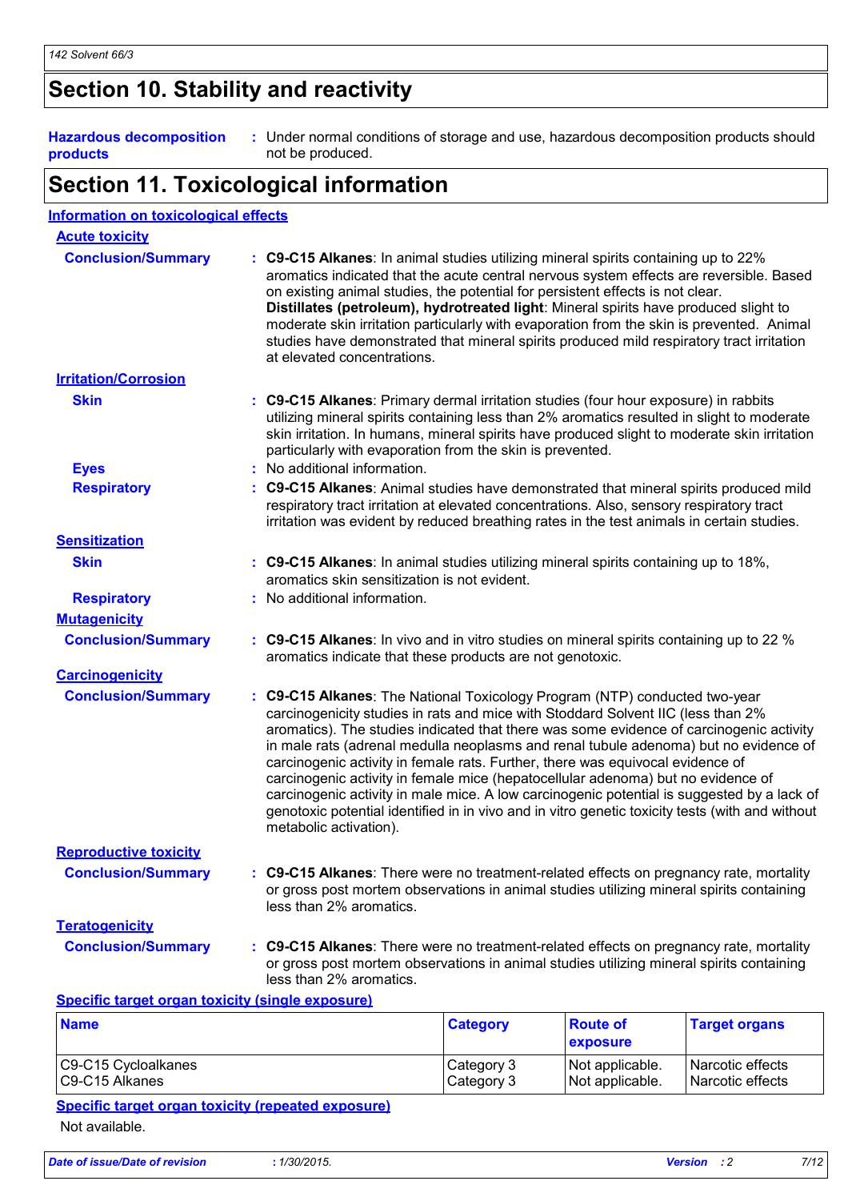## Section 10. Stability and reactivity

**Hazardous decomposition products** : Under normal conditions of storage and use, hazardous decomposition products should not be produced.

## Section 11. Toxicological information

### Information on toxicological effects

**Acute toxicity**

**Conclusion/Summary** : **C9-C15 Alkanes**: In animal studies utilizing mineral spirits containing up to 22% aromatics indicated that the acute central nervous system effects are reversible. Based on existing animal studies, the potential for persistent effects is not clear.
**Distillates (petroleum), hydrotreated light**: Mineral spirits have produced slight to moderate skin irritation particularly with evaporation from the skin is prevented. Animal studies have demonstrated that mineral spirits produced mild respiratory tract irritation at elevated concentrations.

**Irritation/Corrosion**

**Skin** : **C9-C15 Alkanes**: Primary dermal irritation studies (four hour exposure) in rabbits utilizing mineral spirits containing less than 2% aromatics resulted in slight to moderate skin irritation. In humans, mineral spirits have produced slight to moderate skin irritation particularly with evaporation from the skin is prevented.

**Eyes** : No additional information.

**Respiratory** : **C9-C15 Alkanes**: Animal studies have demonstrated that mineral spirits produced mild respiratory tract irritation at elevated concentrations. Also, sensory respiratory tract irritation was evident by reduced breathing rates in the test animals in certain studies.

**Sensitization**

**Skin** : **C9-C15 Alkanes**: In animal studies utilizing mineral spirits containing up to 18%, aromatics skin sensitization is not evident.

**Respiratory** : No additional information.

**Mutagenicity**

**Conclusion/Summary** : **C9-C15 Alkanes**: In vivo and in vitro studies on mineral spirits containing up to 22 % aromatics indicate that these products are not genotoxic.

**Carcinogenicity**

**Conclusion/Summary** : **C9-C15 Alkanes**: The National Toxicology Program (NTP) conducted two-year carcinogenicity studies in rats and mice with Stoddard Solvent IIC (less than 2% aromatics). The studies indicated that there was some evidence of carcinogenic activity in male rats (adrenal medulla neoplasms and renal tubule adenoma) but no evidence of carcinogenic activity in female rats. Further, there was equivocal evidence of carcinogenic activity in female mice (hepatocellular adenoma) but no evidence of carcinogenic activity in male mice. A low carcinogenic potential is suggested by a lack of genotoxic potential identified in in vivo and in vitro genetic toxicity tests (with and without metabolic activation).

**Reproductive toxicity**

**Conclusion/Summary** : **C9-C15 Alkanes**: There were no treatment-related effects on pregnancy rate, mortality or gross post mortem observations in animal studies utilizing mineral spirits containing less than 2% aromatics.

**Teratogenicity**

**Conclusion/Summary** : **C9-C15 Alkanes**: There were no treatment-related effects on pregnancy rate, mortality or gross post mortem observations in animal studies utilizing mineral spirits containing less than 2% aromatics.

**Specific target organ toxicity (single exposure)**

| Name | Category | Route of exposure | Target organs |
|---|---|---|---|
| C9-C15 Cycloalkanes | Category 3 | Not applicable. | Narcotic effects |
| C9-C15 Alkanes | Category 3 | Not applicable. | Narcotic effects |

**Specific target organ toxicity (repeated exposure)**

Not available.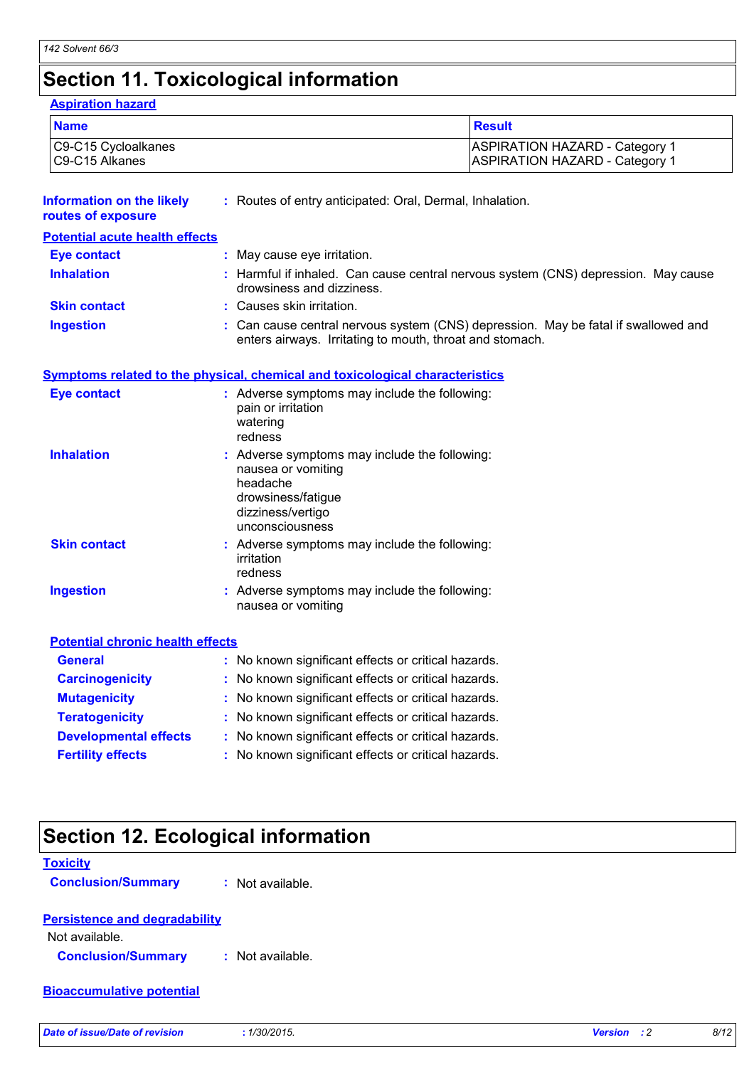# Section 11. Toxicological information

**Aspiration hazard**

| Name | Result |
|---|---|
| C9-C15 Cycloalkanes<br>C9-C15 Alkanes | ASPIRATION HAZARD - Category 1<br>ASPIRATION HAZARD - Category 1 |

**Information on the likely routes of exposure** : Routes of entry anticipated: Oral, Dermal, Inhalation.

**Potential acute health effects**

**Eye contact** : May cause eye irritation.

**Inhalation** : Harmful if inhaled. Can cause central nervous system (CNS) depression. May cause drowsiness and dizziness.

**Skin contact** : Causes skin irritation.

**Ingestion** : Can cause central nervous system (CNS) depression. May be fatal if swallowed and enters airways. Irritating to mouth, throat and stomach.

**Symptoms related to the physical, chemical and toxicological characteristics**

**Eye contact** : Adverse symptoms may include the following:
pain or irritation
watering
redness

**Inhalation** : Adverse symptoms may include the following:
nausea or vomiting
headache
drowsiness/fatigue
dizziness/vertigo
unconsciousness

**Skin contact** : Adverse symptoms may include the following:
irritation
redness

**Ingestion** : Adverse symptoms may include the following:
nausea or vomiting

**Potential chronic health effects**

**General** : No known significant effects or critical hazards.

**Carcinogenicity** : No known significant effects or critical hazards.

**Mutagenicity** : No known significant effects or critical hazards.

**Teratogenicity** : No known significant effects or critical hazards.

**Developmental effects** : No known significant effects or critical hazards.

**Fertility effects** : No known significant effects or critical hazards.

# Section 12. Ecological information

**Toxicity**

**Conclusion/Summary** : Not available.

**Persistence and degradability**

Not available.

**Conclusion/Summary** : Not available.

**Bioaccumulative potential**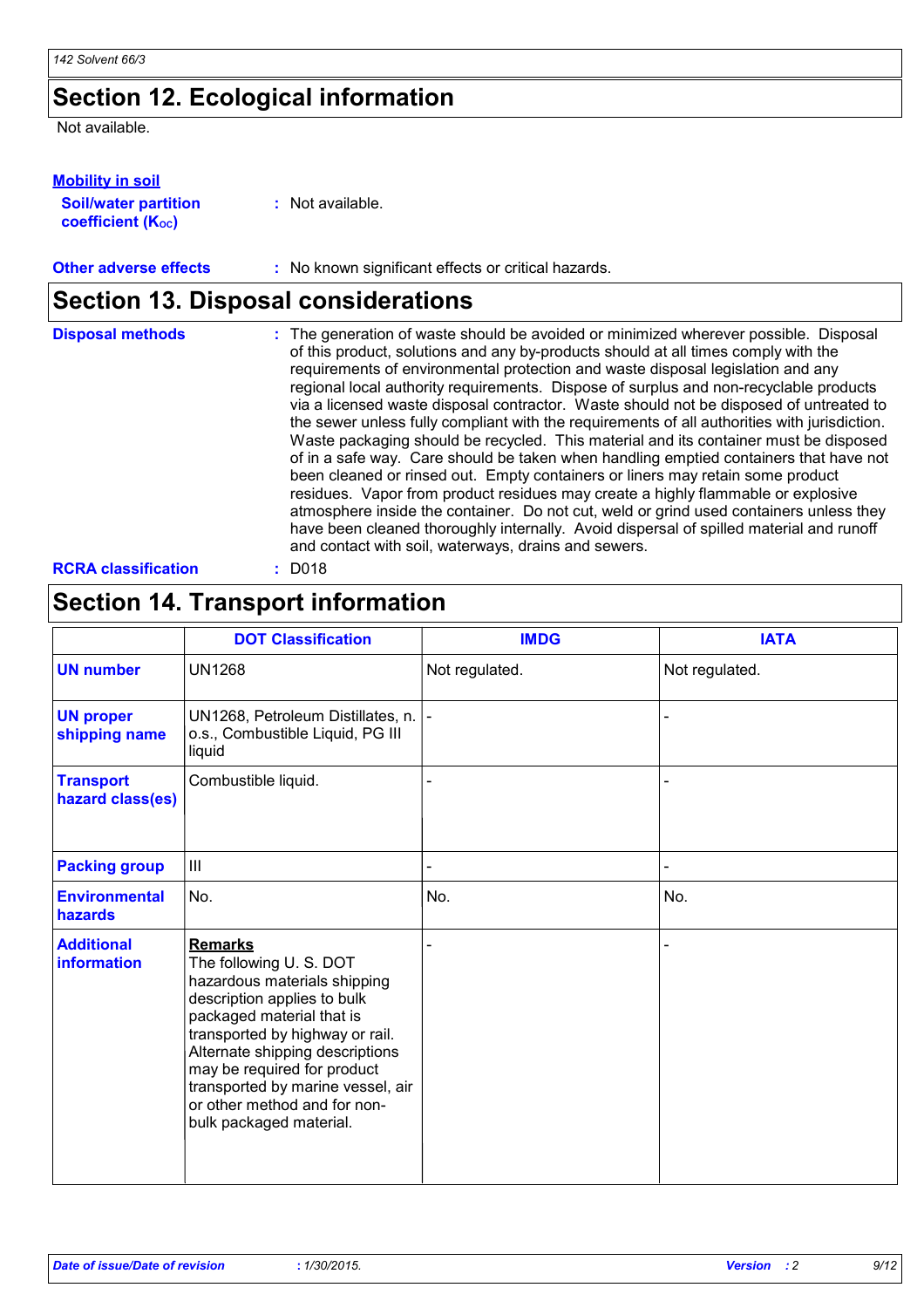## Section 12. Ecological information

Not available.

**Mobility in soil**

**Soil/water partition coefficient ($K_{OC}$)** : Not available.

**Other adverse effects** : No known significant effects or critical hazards.

## Section 13. Disposal considerations

**Disposal methods** : The generation of waste should be avoided or minimized wherever possible. Disposal of this product, solutions and any by-products should at all times comply with the requirements of environmental protection and waste disposal legislation and any regional local authority requirements. Dispose of surplus and non-recyclable products via a licensed waste disposal contractor. Waste should not be disposed of untreated to the sewer unless fully compliant with the requirements of all authorities with jurisdiction. Waste packaging should be recycled. This material and its container must be disposed of in a safe way. Care should be taken when handling emptied containers that have not been cleaned or rinsed out. Empty containers or liners may retain some product residues. Vapor from product residues may create a highly flammable or explosive atmosphere inside the container. Do not cut, weld or grind used containers unless they have been cleaned thoroughly internally. Avoid dispersal of spilled material and runoff and contact with soil, waterways, drains and sewers.

**RCRA classification** : D018

## Section 14. Transport information

| | DOT Classification | IMDG | IATA |
|---|---|---|---|
| **UN number** | UN1268 | Not regulated. | Not regulated. |
| **UN proper shipping name** | UN1268, Petroleum Distillates, n.o.s., Combustible Liquid, PG III liquid | - | - |
| **Transport hazard class(es)** | Combustible liquid. | - | - |
| **Packing group** | III | - | - |
| **Environmental hazards** | No. | No. | No. |
| **Additional information** | **Remarks** The following U. S. DOT hazardous materials shipping description applies to bulk packaged material that is transported by highway or rail. Alternate shipping descriptions may be required for product transported by marine vessel, air or other method and for non-bulk packaged material. | - | - |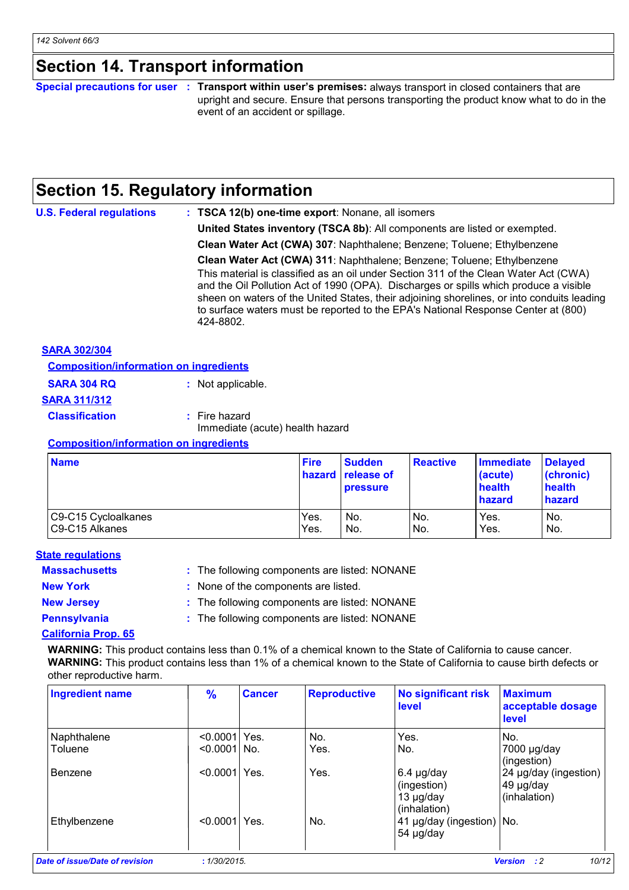## Section 14. Transport information

**Special precautions for user** : **Transport within user's premises:** always transport in closed containers that are upright and secure. Ensure that persons transporting the product know what to do in the event of an accident or spillage.

## Section 15. Regulatory information

**U.S. Federal regulations** : **TSCA 12(b) one-time export**: Nonane, all isomers

**United States inventory (TSCA 8b)**: All components are listed or exempted.

**Clean Water Act (CWA) 307**: Naphthalene; Benzene; Toluene; Ethylbenzene

**Clean Water Act (CWA) 311**: Naphthalene; Benzene; Toluene; Ethylbenzene
This material is classified as an oil under Section 311 of the Clean Water Act (CWA) and the Oil Pollution Act of 1990 (OPA). Discharges or spills which produce a visible sheen on waters of the United States, their adjoining shorelines, or into conduits leading to surface waters must be reported to the EPA's National Response Center at (800) 424-8802.

**SARA 302/304**

**Composition/information on ingredients**

**SARA 304 RQ** : Not applicable.

**SARA 311/312**

**Classification** : Fire hazard
Immediate (acute) health hazard

**Composition/information on ingredients**

| Name | Fire hazard | Sudden release of pressure | Reactive | Immediate (acute) health hazard | Delayed (chronic) health hazard |
|---|---|---|---|---|---|
| C9-C15 Cycloalkanes | Yes. | No. | No. | Yes. | No. |
| C9-C15 Alkanes | Yes. | No. | No. | Yes. | No. |

**State regulations**

**Massachusetts** : The following components are listed: NONANE

**New York** : None of the components are listed.

**New Jersey** : The following components are listed: NONANE

**Pennsylvania** : The following components are listed: NONANE

**California Prop. 65**

**WARNING:** This product contains less than 0.1% of a chemical known to the State of California to cause cancer.
**WARNING:** This product contains less than 1% of a chemical known to the State of California to cause birth defects or other reproductive harm.

| Ingredient name | % | Cancer | Reproductive | No significant risk level | Maximum acceptable dosage level |
|---|---|---|---|---|---|
| Naphthalene | <0.0001 | Yes. | No. | Yes. | No. |
| Toluene | <0.0001 | No. | Yes. | No. | 7000 µg/day (ingestion) |
| Benzene | <0.0001 | Yes. | Yes. | 6.4 µg/day (ingestion) 13 µg/day (inhalation) | 24 µg/day (ingestion) 49 µg/day (inhalation) |
| Ethylbenzene | <0.0001 | Yes. | No. | 41 µg/day (ingestion) 54 µg/day | No. |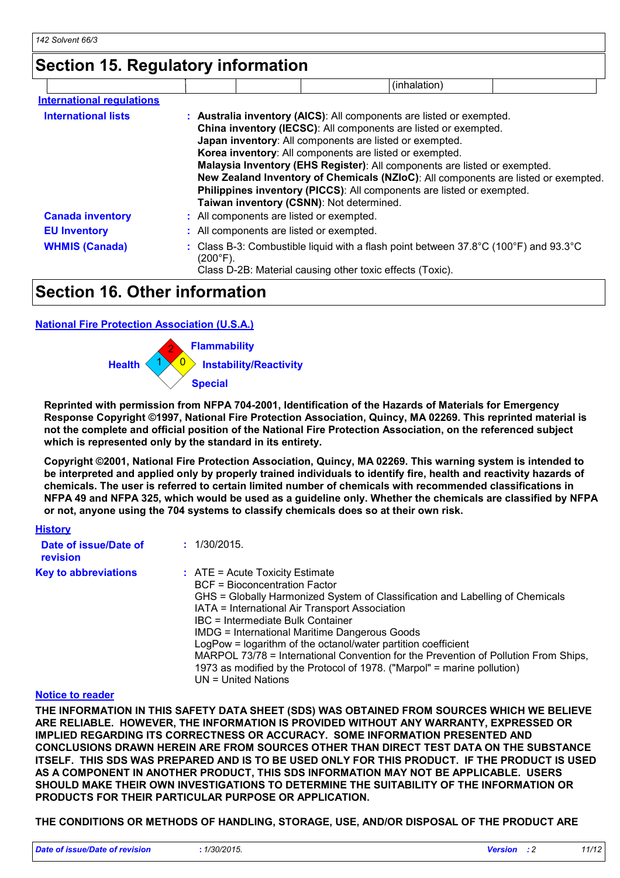## Section 15. Regulatory information

| | | | | (inhalation) | |
|---|---|---|---|---|---|

### International regulations

**International lists** : **Australia inventory (AICS)**: All components are listed or exempted.
**China inventory (IECSC)**: All components are listed or exempted.
**Japan inventory**: All components are listed or exempted.
**Korea inventory**: All components are listed or exempted.
**Malaysia Inventory (EHS Register)**: All components are listed or exempted.
**New Zealand Inventory of Chemicals (NZIoC)**: All components are listed or exempted.
**Philippines inventory (PICCS)**: All components are listed or exempted.
**Taiwan inventory (CSNN)**: Not determined.

**Canada inventory** : All components are listed or exempted.

**EU Inventory** : All components are listed or exempted.

**WHMIS (Canada)** : Class B-3: Combustible liquid with a flash point between 37.8°C (100°F) and 93.3°C (200°F).
Class D-2B: Material causing other toxic effects (Toxic).

## Section 16. Other information

### National Fire Protection Association (U.S.A.)

Flammability: 2
Health: 1
Instability/Reactivity: 0
Special

**Reprinted with permission from NFPA 704-2001, Identification of the Hazards of Materials for Emergency Response Copyright ©1997, National Fire Protection Association, Quincy, MA 02269. This reprinted material is not the complete and official position of the National Fire Protection Association, on the referenced subject which is represented only by the standard in its entirety.**

**Copyright ©2001, National Fire Protection Association, Quincy, MA 02269. This warning system is intended to be interpreted and applied only by properly trained individuals to identify fire, health and reactivity hazards of chemicals. The user is referred to certain limited number of chemicals with recommended classifications in NFPA 49 and NFPA 325, which would be used as a guideline only. Whether the chemicals are classified by NFPA or not, anyone using the 704 systems to classify chemicals does so at their own risk.**

### History

**Date of issue/Date of revision** : 1/30/2015.

**Key to abbreviations** : ATE = Acute Toxicity Estimate
BCF = Bioconcentration Factor
GHS = Globally Harmonized System of Classification and Labelling of Chemicals
IATA = International Air Transport Association
IBC = Intermediate Bulk Container
IMDG = International Maritime Dangerous Goods
LogPow = logarithm of the octanol/water partition coefficient
MARPOL 73/78 = International Convention for the Prevention of Pollution From Ships, 1973 as modified by the Protocol of 1978. ("Marpol" = marine pollution)
UN = United Nations

### Notice to reader

**THE INFORMATION IN THIS SAFETY DATA SHEET (SDS) WAS OBTAINED FROM SOURCES WHICH WE BELIEVE ARE RELIABLE. HOWEVER, THE INFORMATION IS PROVIDED WITHOUT ANY WARRANTY, EXPRESSED OR IMPLIED REGARDING ITS CORRECTNESS OR ACCURACY. SOME INFORMATION PRESENTED AND CONCLUSIONS DRAWN HEREIN ARE FROM SOURCES OTHER THAN DIRECT TEST DATA ON THE SUBSTANCE ITSELF. THIS SDS WAS PREPARED AND IS TO BE USED ONLY FOR THIS PRODUCT. IF THE PRODUCT IS USED AS A COMPONENT IN ANOTHER PRODUCT, THIS SDS INFORMATION MAY NOT BE APPLICABLE. USERS SHOULD MAKE THEIR OWN INVESTIGATIONS TO DETERMINE THE SUITABILITY OF THE INFORMATION OR PRODUCTS FOR THEIR PARTICULAR PURPOSE OR APPLICATION.**

**THE CONDITIONS OR METHODS OF HANDLING, STORAGE, USE, AND/OR DISPOSAL OF THE PRODUCT ARE**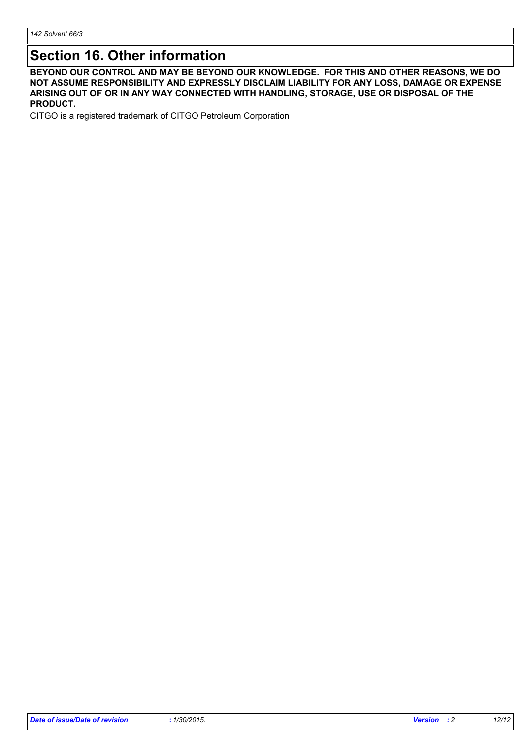# Section 16. Other information

**BEYOND OUR CONTROL AND MAY BE BEYOND OUR KNOWLEDGE. FOR THIS AND OTHER REASONS, WE DO NOT ASSUME RESPONSIBILITY AND EXPRESSLY DISCLAIM LIABILITY FOR ANY LOSS, DAMAGE OR EXPENSE ARISING OUT OF OR IN ANY WAY CONNECTED WITH HANDLING, STORAGE, USE OR DISPOSAL OF THE PRODUCT.**

CITGO is a registered trademark of CITGO Petroleum Corporation